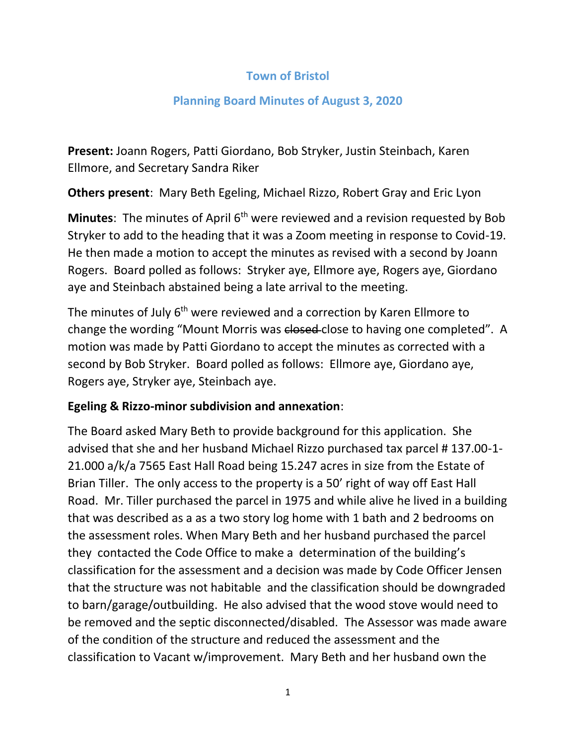# Town of Bristol

## Planning Board Minutes of August 3, 2020

**Present:** Joann Rogers, Patti Giordano, Bob Stryker, Justin Steinbach, Karen Ellmore, and Secretary Sandra Riker

**Others present**: Mary Beth Egeling, Michael Rizzo, Robert Gray and Eric Lyon

**Minutes**: The minutes of April 6th were reviewed and a revision requested by Bob Stryker to add to the heading that it was a Zoom meeting in response to Covid-19. He then made a motion to accept the minutes as revised with a second by Joann Rogers. Board polled as follows: Stryker aye, Ellmore aye, Rogers aye, Giordano aye and Steinbach abstained being a late arrival to the meeting.

The minutes of July 6th were reviewed and a correction by Karen Ellmore to change the wording "Mount Morris was ~~closed~~ close to having one completed". A motion was made by Patti Giordano to accept the minutes as corrected with a second by Bob Stryker. Board polled as follows: Ellmore aye, Giordano aye, Rogers aye, Stryker aye, Steinbach aye.

**Egeling & Rizzo-minor subdivision and annexation**:

The Board asked Mary Beth to provide background for this application. She advised that she and her husband Michael Rizzo purchased tax parcel # 137.00-1-21.000 a/k/a 7565 East Hall Road being 15.247 acres in size from the Estate of Brian Tiller. The only access to the property is a 50' right of way off East Hall Road. Mr. Tiller purchased the parcel in 1975 and while alive he lived in a building that was described as a as a two story log home with 1 bath and 2 bedrooms on the assessment roles. When Mary Beth and her husband purchased the parcel they contacted the Code Office to make a determination of the building's classification for the assessment and a decision was made by Code Officer Jensen that the structure was not habitable and the classification should be downgraded to barn/garage/outbuilding. He also advised that the wood stove would need to be removed and the septic disconnected/disabled. The Assessor was made aware of the condition of the structure and reduced the assessment and the classification to Vacant w/improvement. Mary Beth and her husband own the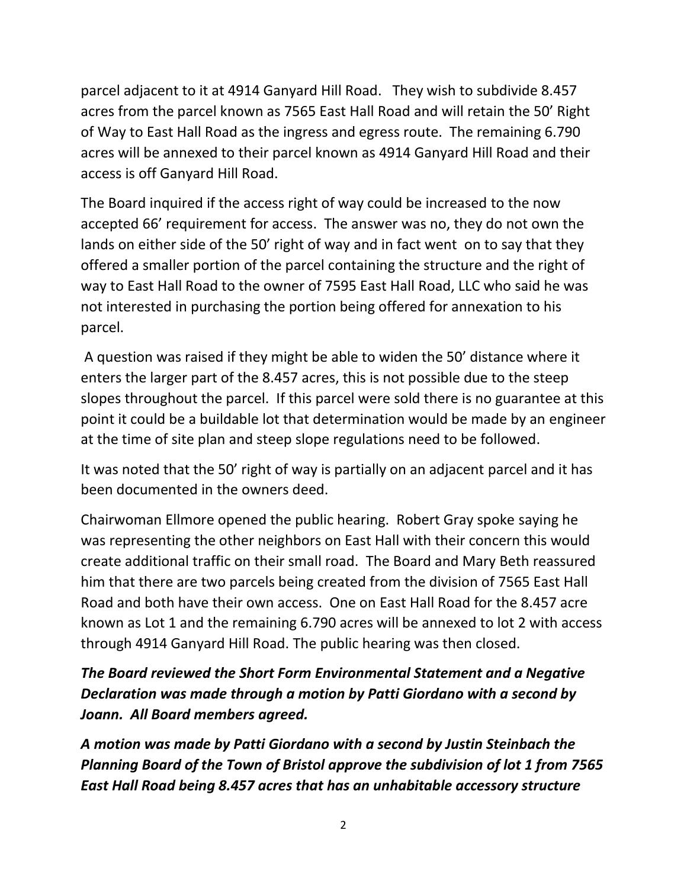parcel adjacent to it at 4914 Ganyard Hill Road. They wish to subdivide 8.457 acres from the parcel known as 7565 East Hall Road and will retain the 50' Right of Way to East Hall Road as the ingress and egress route. The remaining 6.790 acres will be annexed to their parcel known as 4914 Ganyard Hill Road and their access is off Ganyard Hill Road.

The Board inquired if the access right of way could be increased to the now accepted 66' requirement for access. The answer was no, they do not own the lands on either side of the 50' right of way and in fact went on to say that they offered a smaller portion of the parcel containing the structure and the right of way to East Hall Road to the owner of 7595 East Hall Road, LLC who said he was not interested in purchasing the portion being offered for annexation to his parcel.

A question was raised if they might be able to widen the 50' distance where it enters the larger part of the 8.457 acres, this is not possible due to the steep slopes throughout the parcel. If this parcel were sold there is no guarantee at this point it could be a buildable lot that determination would be made by an engineer at the time of site plan and steep slope regulations need to be followed.

It was noted that the 50' right of way is partially on an adjacent parcel and it has been documented in the owners deed.

Chairwoman Ellmore opened the public hearing. Robert Gray spoke saying he was representing the other neighbors on East Hall with their concern this would create additional traffic on their small road. The Board and Mary Beth reassured him that there are two parcels being created from the division of 7565 East Hall Road and both have their own access. One on East Hall Road for the 8.457 acre known as Lot 1 and the remaining 6.790 acres will be annexed to lot 2 with access through 4914 Ganyard Hill Road. The public hearing was then closed.

***The Board reviewed the Short Form Environmental Statement and a Negative Declaration was made through a motion by Patti Giordano with a second by Joann. All Board members agreed.***

***A motion was made by Patti Giordano with a second by Justin Steinbach the Planning Board of the Town of Bristol approve the subdivision of lot 1 from 7565 East Hall Road being 8.457 acres that has an unhabitable accessory structure***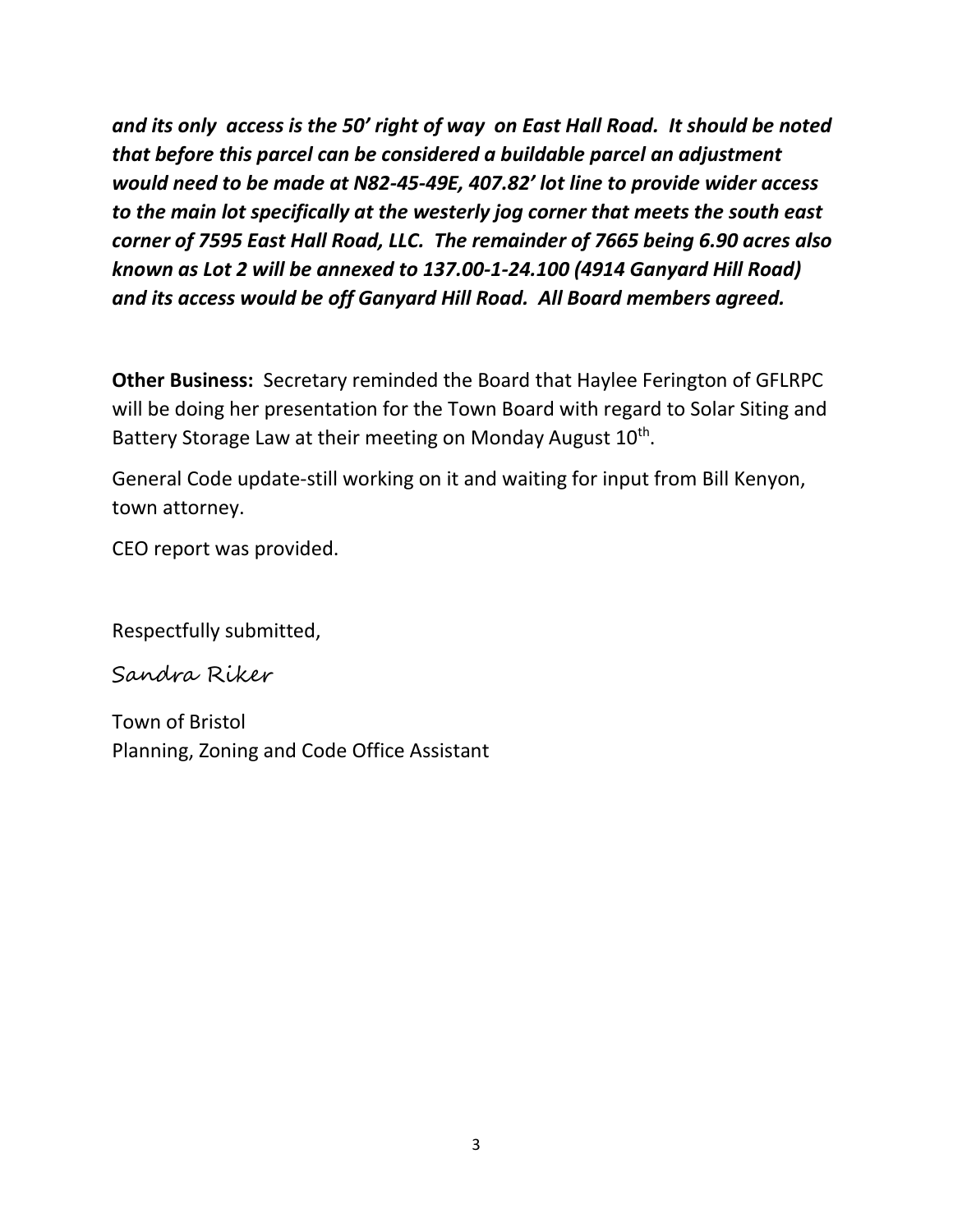***and its only  access is the 50' right of way  on East Hall Road.  It should be noted that before this parcel can be considered a buildable parcel an adjustment would need to be made at N82-45-49E, 407.82' lot line to provide wider access to the main lot specifically at the westerly jog corner that meets the south east corner of 7595 East Hall Road, LLC.  The remainder of 7665 being 6.90 acres also known as Lot 2 will be annexed to 137.00-1-24.100 (4914 Ganyard Hill Road) and its access would be off Ganyard Hill Road.  All Board members agreed.***

**Other Business:**  Secretary reminded the Board that Haylee Ferington of GFLRPC will be doing her presentation for the Town Board with regard to Solar Siting and Battery Storage Law at their meeting on Monday August 10th.

General Code update-still working on it and waiting for input from Bill Kenyon, town attorney.

CEO report was provided.

Respectfully submitted,

Sandra Riker

Town of Bristol
Planning, Zoning and Code Office Assistant